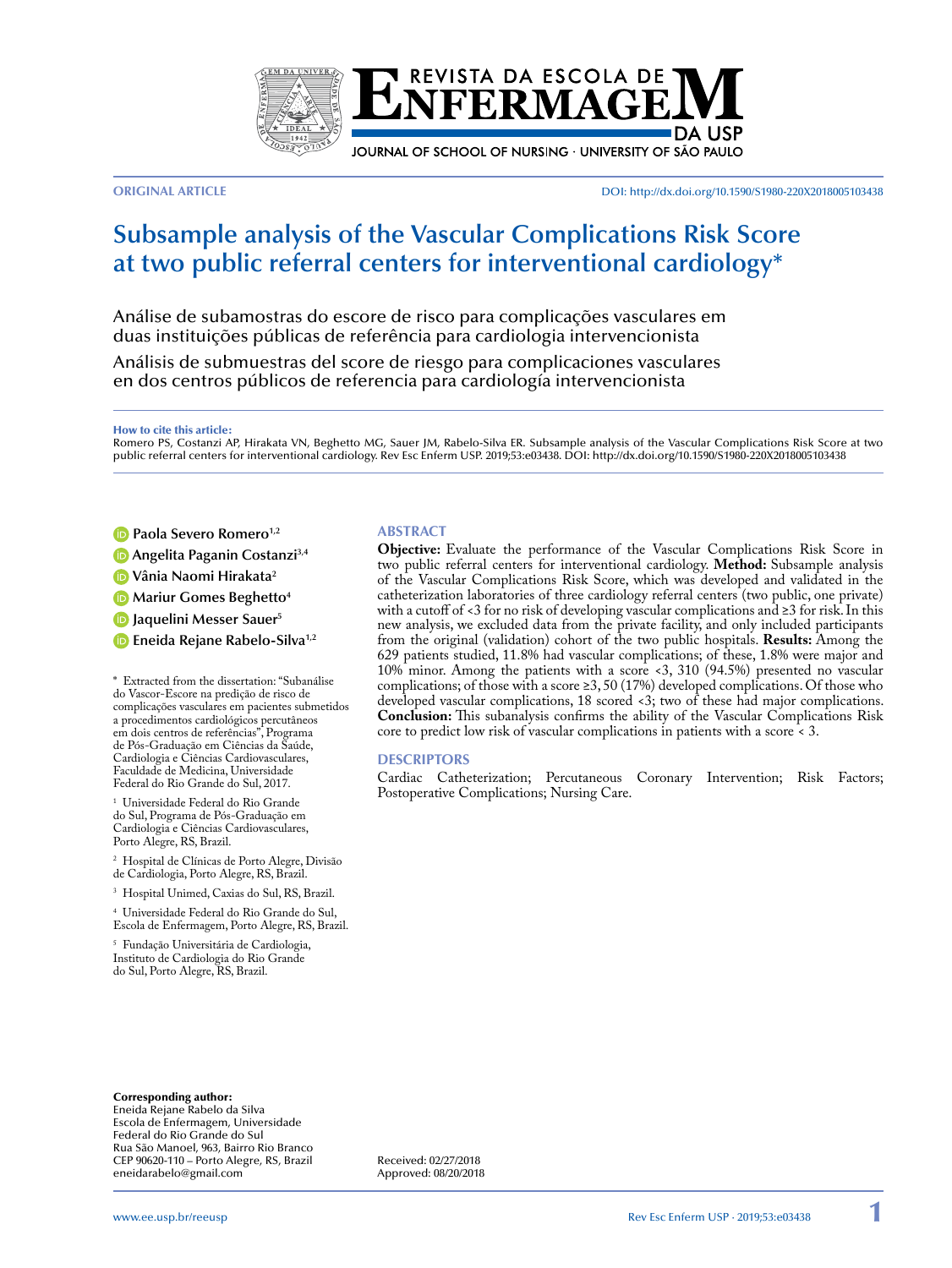ORIGINAL ARTICLE

DOI: http://dx.doi.org/10.1590/S1980-220X2018005103438

# Subsample analysis of the Vascular Complications Risk Score at two public referral centers for interventional cardiology*

Análise de subamostras do escore de risco para complicações vasculares em duas instituições públicas de referência para cardiologia intervencionista

Análisis de submuestras del score de riesgo para complicaciones vasculares en dos centros públicos de referencia para cardiología intervencionista

**How to cite this article:**
Romero PS, Costanzi AP, Hirakata VN, Beghetto MG, Sauer JM, Rabelo-Silva ER. Subsample analysis of the Vascular Complications Risk Score at two public referral centers for interventional cardiology. Rev Esc Enferm USP. 2019;53:e03438. DOI: http://dx.doi.org/10.1590/S1980-220X2018005103438

**Paola Severo Romero**[1,2]
**Angelita Paganin Costanzi**[3,4]
**Vânia Naomi Hirakata**[2]
**Mariur Gomes Beghetto**[4]
**Jaquelini Messer Sauer**[5]
**Eneida Rejane Rabelo-Silva**[1,2]

\* Extracted from the dissertation: "Subanálise do Vascor-Escore na predição de risco de complicações vasculares em pacientes submetidos a procedimentos cardiológicos percutâneos em dois centros de referências", Programa de Pós-Graduação em Ciências da Saúde, Cardiologia e Ciências Cardiovasculares, Faculdade de Medicina, Universidade Federal do Rio Grande do Sul, 2017.

[1] Universidade Federal do Rio Grande do Sul, Programa de Pós-Graduação em Cardiologia e Ciências Cardiovasculares, Porto Alegre, RS, Brazil.

[2] Hospital de Clínicas de Porto Alegre, Divisão de Cardiologia, Porto Alegre, RS, Brazil.

[3] Hospital Unimed, Caxias do Sul, RS, Brazil.

[4] Universidade Federal do Rio Grande do Sul, Escola de Enfermagem, Porto Alegre, RS, Brazil.

[5] Fundação Universitária de Cardiologia, Instituto de Cardiologia do Rio Grande do Sul, Porto Alegre, RS, Brazil.

## ABSTRACT

**Objective:** Evaluate the performance of the Vascular Complications Risk Score in two public referral centers for interventional cardiology. **Method:** Subsample analysis of the Vascular Complications Risk Score, which was developed and validated in the catheterization laboratories of three cardiology referral centers (two public, one private) with a cutoff of <3 for no risk of developing vascular complications and ≥3 for risk. In this new analysis, we excluded data from the private facility, and only included participants from the original (validation) cohort of the two public hospitals. **Results:** Among the 629 patients studied, 11.8% had vascular complications; of these, 1.8% were major and 10% minor. Among the patients with a score <3, 310 (94.5%) presented no vascular complications; of those with a score ≥3, 50 (17%) developed complications. Of those who developed vascular complications, 18 scored <3; two of these had major complications. **Conclusion:** This subanalysis confirms the ability of the Vascular Complications Risk core to predict low risk of vascular complications in patients with a score < 3.

## DESCRIPTORS

Cardiac Catheterization; Percutaneous Coronary Intervention; Risk Factors; Postoperative Complications; Nursing Care.

**Corresponding author:**
Eneida Rejane Rabelo da Silva
Escola de Enfermagem, Universidade Federal do Rio Grande do Sul
Rua São Manoel, 963, Bairro Rio Branco
CEP 90620-110 – Porto Alegre, RS, Brazil
eneidarabelo@gmail.com

Received: 02/27/2018
Approved: 08/20/2018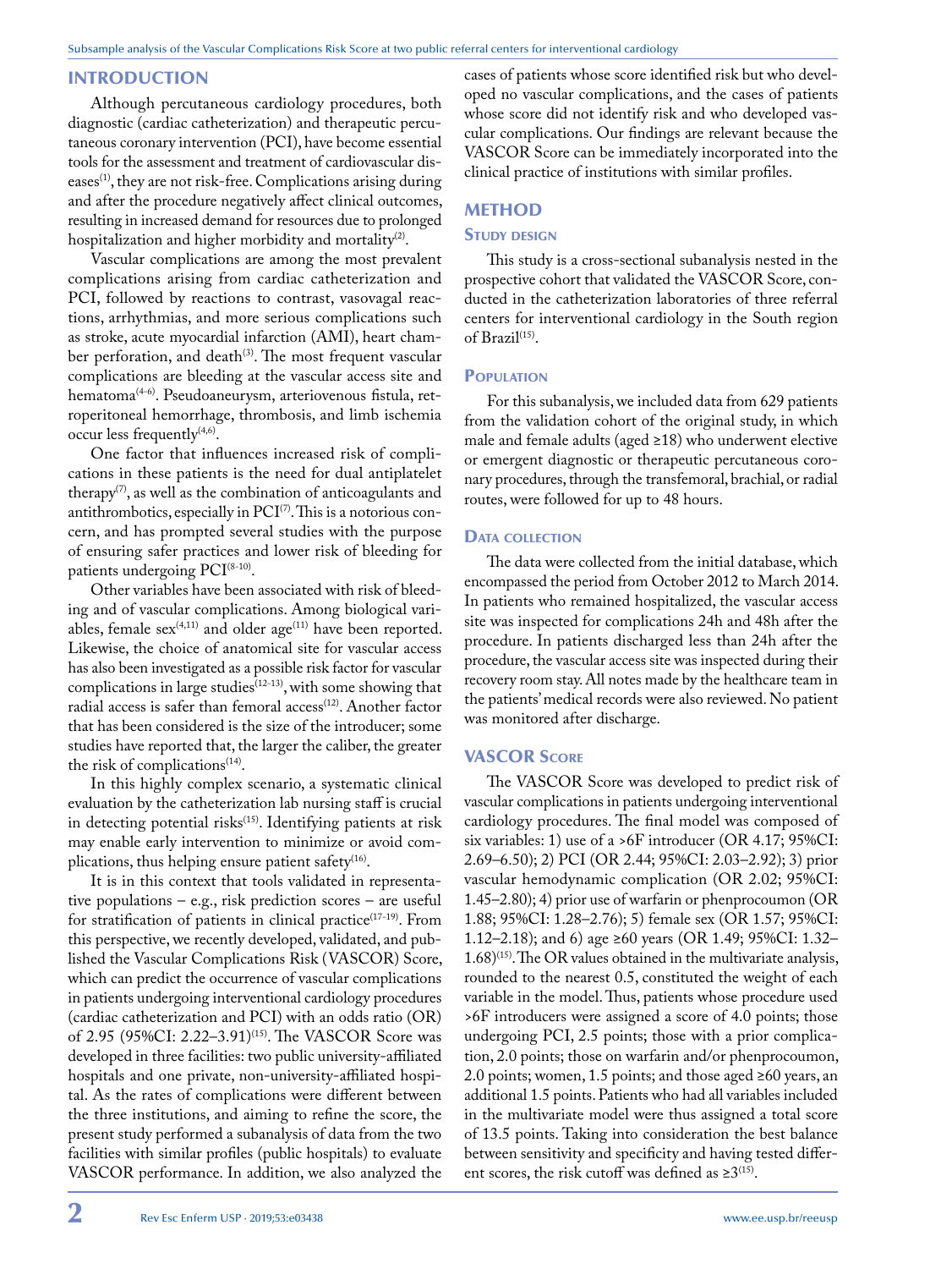## INTRODUCTION

Although percutaneous cardiology procedures, both diagnostic (cardiac catheterization) and therapeutic percutaneous coronary intervention (PCI), have become essential tools for the assessment and treatment of cardiovascular diseases[1], they are not risk-free. Complications arising during and after the procedure negatively affect clinical outcomes, resulting in increased demand for resources due to prolonged hospitalization and higher morbidity and mortality[2].

Vascular complications are among the most prevalent complications arising from cardiac catheterization and PCI, followed by reactions to contrast, vasovagal reactions, arrhythmias, and more serious complications such as stroke, acute myocardial infarction (AMI), heart chamber perforation, and death[3]. The most frequent vascular complications are bleeding at the vascular access site and hematoma[4-6]. Pseudoaneurysm, arteriovenous fistula, retroperitoneal hemorrhage, thrombosis, and limb ischemia occur less frequently[4,6].

One factor that influences increased risk of complications in these patients is the need for dual antiplatelet therapy[7], as well as the combination of anticoagulants and antithrombotics, especially in PCI[7]. This is a notorious concern, and has prompted several studies with the purpose of ensuring safer practices and lower risk of bleeding for patients undergoing PCI[8-10].

Other variables have been associated with risk of bleeding and of vascular complications. Among biological variables, female sex[4,11] and older age[11] have been reported. Likewise, the choice of anatomical site for vascular access has also been investigated as a possible risk factor for vascular complications in large studies[12-13], with some showing that radial access is safer than femoral access[12]. Another factor that has been considered is the size of the introducer; some studies have reported that, the larger the caliber, the greater the risk of complications[14].

In this highly complex scenario, a systematic clinical evaluation by the catheterization lab nursing staff is crucial in detecting potential risks[15]. Identifying patients at risk may enable early intervention to minimize or avoid complications, thus helping ensure patient safety[16].

It is in this context that tools validated in representative populations – e.g., risk prediction scores – are useful for stratification of patients in clinical practice[17-19]. From this perspective, we recently developed, validated, and published the Vascular Complications Risk (VASCOR) Score, which can predict the occurrence of vascular complications in patients undergoing interventional cardiology procedures (cardiac catheterization and PCI) with an odds ratio (OR) of 2.95 (95%CI: 2.22–3.91)[15]. The VASCOR Score was developed in three facilities: two public university-affiliated hospitals and one private, non-university-affiliated hospital. As the rates of complications were different between the three institutions, and aiming to refine the score, the present study performed a subanalysis of data from the two facilities with similar profiles (public hospitals) to evaluate VASCOR performance. In addition, we also analyzed the cases of patients whose score identified risk but who developed no vascular complications, and the cases of patients whose score did not identify risk and who developed vascular complications. Our findings are relevant because the VASCOR Score can be immediately incorporated into the clinical practice of institutions with similar profiles.

## METHOD

### Study design

This study is a cross-sectional subanalysis nested in the prospective cohort that validated the VASCOR Score, conducted in the catheterization laboratories of three referral centers for interventional cardiology in the South region of Brazil[15].

### Population

For this subanalysis, we included data from 629 patients from the validation cohort of the original study, in which male and female adults (aged ≥18) who underwent elective or emergent diagnostic or therapeutic percutaneous coronary procedures, through the transfemoral, brachial, or radial routes, were followed for up to 48 hours.

### Data collection

The data were collected from the initial database, which encompassed the period from October 2012 to March 2014. In patients who remained hospitalized, the vascular access site was inspected for complications 24h and 48h after the procedure. In patients discharged less than 24h after the procedure, the vascular access site was inspected during their recovery room stay. All notes made by the healthcare team in the patients' medical records were also reviewed. No patient was monitored after discharge.

### VASCOR Score

The VASCOR Score was developed to predict risk of vascular complications in patients undergoing interventional cardiology procedures. The final model was composed of six variables: 1) use of a >6F introducer (OR 4.17; 95%CI: 2.69–6.50); 2) PCI (OR 2.44; 95%CI: 2.03–2.92); 3) prior vascular hemodynamic complication (OR 2.02; 95%CI: 1.45–2.80); 4) prior use of warfarin or phenprocoumon (OR 1.88; 95%CI: 1.28–2.76); 5) female sex (OR 1.57; 95%CI: 1.12–2.18); and 6) age ≥60 years (OR 1.49; 95%CI: 1.32–1.68)[15]. The OR values obtained in the multivariate analysis, rounded to the nearest 0.5, constituted the weight of each variable in the model. Thus, patients whose procedure used >6F introducers were assigned a score of 4.0 points; those undergoing PCI, 2.5 points; those with a prior complication, 2.0 points; those on warfarin and/or phenprocoumon, 2.0 points; women, 1.5 points; and those aged ≥60 years, an additional 1.5 points. Patients who had all variables included in the multivariate model were thus assigned a total score of 13.5 points. Taking into consideration the best balance between sensitivity and specificity and having tested different scores, the risk cutoff was defined as ≥3[15].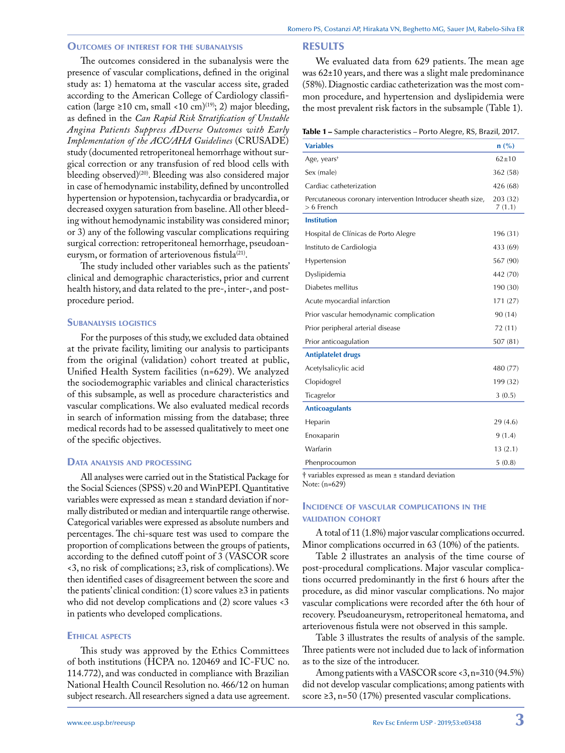### Outcomes of interest for the subanalysis

The outcomes considered in the subanalysis were the presence of vascular complications, defined in the original study as: 1) hematoma at the vascular access site, graded according to the American College of Cardiology classification (large ≥10 cm, small <10 cm)[19]; 2) major bleeding, as defined in the *Can Rapid Risk Stratification of Unstable Angina Patients Suppress ADverse Outcomes with Early Implementation of the ACC/AHA Guidelines* (CRUSADE) study (documented retroperitoneal hemorrhage without surgical correction or any transfusion of red blood cells with bleeding observed)[20]. Bleeding was also considered major in case of hemodynamic instability, defined by uncontrolled hypertension or hypotension, tachycardia or bradycardia, or decreased oxygen saturation from baseline. All other bleeding without hemodynamic instability was considered minor; or 3) any of the following vascular complications requiring surgical correction: retroperitoneal hemorrhage, pseudoaneurysm, or formation of arteriovenous fistula[21].

The study included other variables such as the patients' clinical and demographic characteristics, prior and current health history, and data related to the pre-, inter-, and post-procedure period.

### Subanalysis logistics

For the purposes of this study, we excluded data obtained at the private facility, limiting our analysis to participants from the original (validation) cohort treated at public, Unified Health System facilities (n=629). We analyzed the sociodemographic variables and clinical characteristics of this subsample, as well as procedure characteristics and vascular complications. We also evaluated medical records in search of information missing from the database; three medical records had to be assessed qualitatively to meet one of the specific objectives.

### Data analysis and processing

All analyses were carried out in the Statistical Package for the Social Sciences (SPSS) v.20 and WinPEPI. Quantitative variables were expressed as mean ± standard deviation if normally distributed or median and interquartile range otherwise. Categorical variables were expressed as absolute numbers and percentages. The chi-square test was used to compare the proportion of complications between the groups of patients, according to the defined cutoff point of 3 (VASCOR score <3, no risk of complications; ≥3, risk of complications). We then identified cases of disagreement between the score and the patients' clinical condition: (1) score values ≥3 in patients who did not develop complications and (2) score values <3 in patients who developed complications.

### Ethical aspects

This study was approved by the Ethics Committees of both institutions (HCPA no. 120469 and IC-FUC no. 114.772), and was conducted in compliance with Brazilian National Health Council Resolution no. 466/12 on human subject research. All researchers signed a data use agreement.

## RESULTS

We evaluated data from 629 patients. The mean age was 62±10 years, and there was a slight male predominance (58%). Diagnostic cardiac catheterization was the most common procedure, and hypertension and dyslipidemia were the most prevalent risk factors in the subsample (Table 1).

**Table 1 –** Sample characteristics – Porto Alegre, RS, Brazil, 2017.

| Variables | n (%) |
|---|---|
| Age, years† | 62±10 |
| Sex (male) | 362 (58) |
| Cardiac catheterization | 426 (68) |
| Percutaneous coronary intervention Introducer sheath size, > 6 French | 203 (32) 7 (1.1) |
| **Institution** | |
| Hospital de Clínicas de Porto Alegre | 196 (31) |
| Instituto de Cardiologia | 433 (69) |
| Hypertension | 567 (90) |
| Dyslipidemia | 442 (70) |
| Diabetes mellitus | 190 (30) |
| Acute myocardial infarction | 171 (27) |
| Prior vascular hemodynamic complication | 90 (14) |
| Prior peripheral arterial disease | 72 (11) |
| Prior anticoagulation | 507 (81) |
| **Antiplatelet drugs** | |
| Acetylsalicylic acid | 480 (77) |
| Clopidogrel | 199 (32) |
| Ticagrelor | 3 (0.5) |
| **Anticoagulants** | |
| Heparin | 29 (4.6) |
| Enoxaparin | 9 (1.4) |
| Warfarin | 13 (2.1) |
| Phenprocoumon | 5 (0.8) |

† variables expressed as mean ± standard deviation
Note: (n=629)

### Incidence of vascular complications in the validation cohort

A total of 11 (1.8%) major vascular complications occurred. Minor complications occurred in 63 (10%) of the patients.

Table 2 illustrates an analysis of the time course of post-procedural complications. Major vascular complications occurred predominantly in the first 6 hours after the procedure, as did minor vascular complications. No major vascular complications were recorded after the 6th hour of recovery. Pseudoaneurysm, retroperitoneal hematoma, and arteriovenous fistula were not observed in this sample.

Table 3 illustrates the results of analysis of the sample. Three patients were not included due to lack of information as to the size of the introducer.

Among patients with a VASCOR score <3, n=310 (94.5%) did not develop vascular complications; among patients with score ≥3, n=50 (17%) presented vascular complications.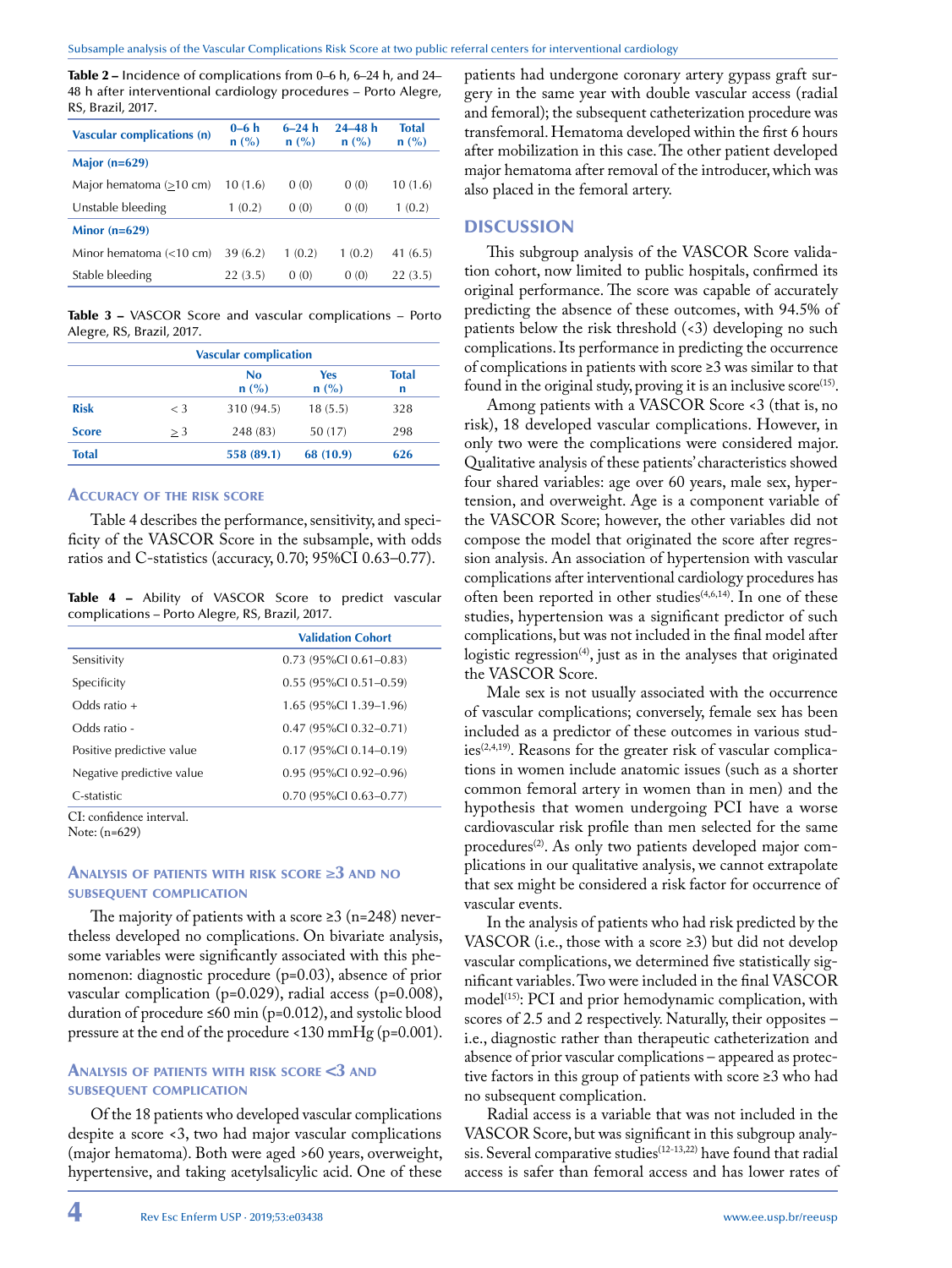**Table 2 –** Incidence of complications from 0–6 h, 6–24 h, and 24–48 h after interventional cardiology procedures – Porto Alegre, RS, Brazil, 2017.

| Vascular complications (n) | 0–6 h n (%) | 6–24 h n (%) | 24–48 h n (%) | Total n (%) |
|---|---|---|---|---|
| **Major (n=629)** | | | | |
| Major hematoma (≥10 cm) | 10 (1.6) | 0 (0) | 0 (0) | 10 (1.6) |
| Unstable bleeding | 1 (0.2) | 0 (0) | 0 (0) | 1 (0.2) |
| **Minor (n=629)** | | | | |
| Minor hematoma (<10 cm) | 39 (6.2) | 1 (0.2) | 1 (0.2) | 41 (6.5) |
| Stable bleeding | 22 (3.5) | 0 (0) | 0 (0) | 22 (3.5) |

**Table 3 –** VASCOR Score and vascular complications – Porto Alegre, RS, Brazil, 2017.

| | | Vascular complication | | |
|---|---|---|---|---|
| | | No n (%) | Yes n (%) | Total n |
| **Risk** | < 3 | 310 (94.5) | 18 (5.5) | 328 |
| **Score** | ≥ 3 | 248 (83) | 50 (17) | 298 |
| **Total** | | **558 (89.1)** | **68 (10.9)** | **626** |

### Accuracy of the risk score

Table 4 describes the performance, sensitivity, and specificity of the VASCOR Score in the subsample, with odds ratios and C-statistics (accuracy, 0.70; 95%CI 0.63–0.77).

**Table 4 –** Ability of VASCOR Score to predict vascular complications – Porto Alegre, RS, Brazil, 2017.

| | Validation Cohort |
|---|---|
| Sensitivity | 0.73 (95%CI 0.61–0.83) |
| Specificity | 0.55 (95%CI 0.51–0.59) |
| Odds ratio + | 1.65 (95%CI 1.39–1.96) |
| Odds ratio - | 0.47 (95%CI 0.32–0.71) |
| Positive predictive value | 0.17 (95%CI 0.14–0.19) |
| Negative predictive value | 0.95 (95%CI 0.92–0.96) |
| C-statistic | 0.70 (95%CI 0.63–0.77) |

CI: confidence interval.
Note: (n=629)

### Analysis of patients with risk score ≥3 and no subsequent complication

The majority of patients with a score ≥3 (n=248) nevertheless developed no complications. On bivariate analysis, some variables were significantly associated with this phenomenon: diagnostic procedure (p=0.03), absence of prior vascular complication (p=0.029), radial access (p=0.008), duration of procedure ≤60 min (p=0.012), and systolic blood pressure at the end of the procedure <130 mmHg (p=0.001).

### Analysis of patients with risk score <3 and subsequent complication

Of the 18 patients who developed vascular complications despite a score <3, two had major vascular complications (major hematoma). Both were aged >60 years, overweight, hypertensive, and taking acetylsalicylic acid. One of these patients had undergone coronary artery gypass graft surgery in the same year with double vascular access (radial and femoral); the subsequent catheterization procedure was transfemoral. Hematoma developed within the first 6 hours after mobilization in this case. The other patient developed major hematoma after removal of the introducer, which was also placed in the femoral artery.

## DISCUSSION

This subgroup analysis of the VASCOR Score validation cohort, now limited to public hospitals, confirmed its original performance. The score was capable of accurately predicting the absence of these outcomes, with 94.5% of patients below the risk threshold (<3) developing no such complications. Its performance in predicting the occurrence of complications in patients with score ≥3 was similar to that found in the original study, proving it is an inclusive score[15].

Among patients with a VASCOR Score <3 (that is, no risk), 18 developed vascular complications. However, in only two were the complications were considered major. Qualitative analysis of these patients' characteristics showed four shared variables: age over 60 years, male sex, hypertension, and overweight. Age is a component variable of the VASCOR Score; however, the other variables did not compose the model that originated the score after regression analysis. An association of hypertension with vascular complications after interventional cardiology procedures has often been reported in other studies[4,6,14]. In one of these studies, hypertension was a significant predictor of such complications, but was not included in the final model after logistic regression[4], just as in the analyses that originated the VASCOR Score.

Male sex is not usually associated with the occurrence of vascular complications; conversely, female sex has been included as a predictor of these outcomes in various studies[2,4,19]. Reasons for the greater risk of vascular complications in women include anatomic issues (such as a shorter common femoral artery in women than in men) and the hypothesis that women undergoing PCI have a worse cardiovascular risk profile than men selected for the same procedures[2]. As only two patients developed major complications in our qualitative analysis, we cannot extrapolate that sex might be considered a risk factor for occurrence of vascular events.

In the analysis of patients who had risk predicted by the VASCOR (i.e., those with a score ≥3) but did not develop vascular complications, we determined five statistically significant variables. Two were included in the final VASCOR model[15]: PCI and prior hemodynamic complication, with scores of 2.5 and 2 respectively. Naturally, their opposites – i.e., diagnostic rather than therapeutic catheterization and absence of prior vascular complications – appeared as protective factors in this group of patients with score ≥3 who had no subsequent complication.

Radial access is a variable that was not included in the VASCOR Score, but was significant in this subgroup analysis. Several comparative studies[12-13,22] have found that radial access is safer than femoral access and has lower rates of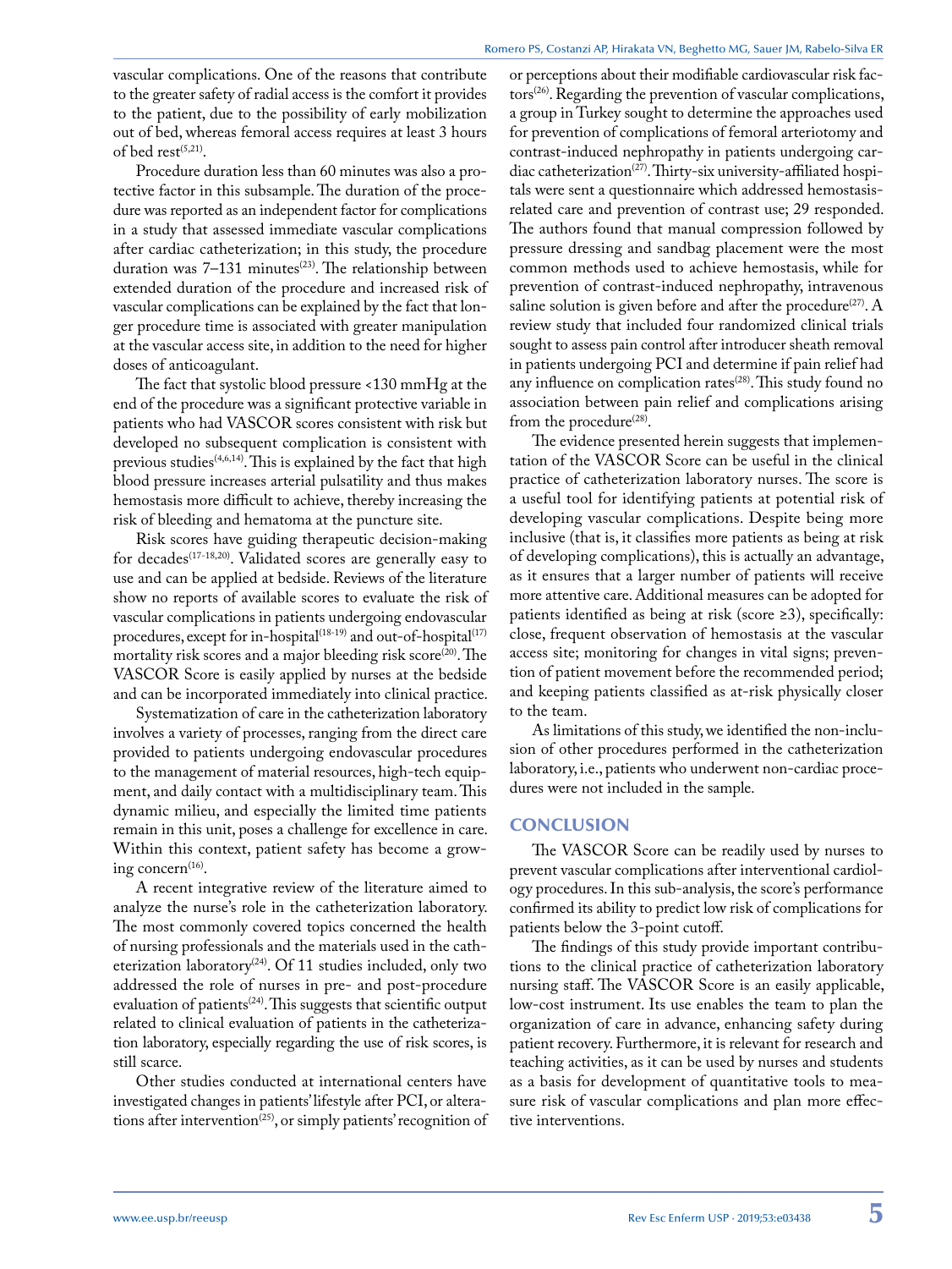vascular complications. One of the reasons that contribute to the greater safety of radial access is the comfort it provides to the patient, due to the possibility of early mobilization out of bed, whereas femoral access requires at least 3 hours of bed rest[5,21].

Procedure duration less than 60 minutes was also a protective factor in this subsample. The duration of the procedure was reported as an independent factor for complications in a study that assessed immediate vascular complications after cardiac catheterization; in this study, the procedure duration was 7–131 minutes[23]. The relationship between extended duration of the procedure and increased risk of vascular complications can be explained by the fact that longer procedure time is associated with greater manipulation at the vascular access site, in addition to the need for higher doses of anticoagulant.

The fact that systolic blood pressure <130 mmHg at the end of the procedure was a significant protective variable in patients who had VASCOR scores consistent with risk but developed no subsequent complication is consistent with previous studies[4,6,14]. This is explained by the fact that high blood pressure increases arterial pulsatility and thus makes hemostasis more difficult to achieve, thereby increasing the risk of bleeding and hematoma at the puncture site.

Risk scores have guiding therapeutic decision-making for decades[17-18,20]. Validated scores are generally easy to use and can be applied at bedside. Reviews of the literature show no reports of available scores to evaluate the risk of vascular complications in patients undergoing endovascular procedures, except for in-hospital[18-19] and out-of-hospital[17] mortality risk scores and a major bleeding risk score[20]. The VASCOR Score is easily applied by nurses at the bedside and can be incorporated immediately into clinical practice.

Systematization of care in the catheterization laboratory involves a variety of processes, ranging from the direct care provided to patients undergoing endovascular procedures to the management of material resources, high-tech equipment, and daily contact with a multidisciplinary team. This dynamic milieu, and especially the limited time patients remain in this unit, poses a challenge for excellence in care. Within this context, patient safety has become a growing concern[16].

A recent integrative review of the literature aimed to analyze the nurse's role in the catheterization laboratory. The most commonly covered topics concerned the health of nursing professionals and the materials used in the catheterization laboratory[24]. Of 11 studies included, only two addressed the role of nurses in pre- and post-procedure evaluation of patients[24]. This suggests that scientific output related to clinical evaluation of patients in the catheterization laboratory, especially regarding the use of risk scores, is still scarce.

Other studies conducted at international centers have investigated changes in patients' lifestyle after PCI, or alterations after intervention[25], or simply patients' recognition of or perceptions about their modifiable cardiovascular risk factors[26]. Regarding the prevention of vascular complications, a group in Turkey sought to determine the approaches used for prevention of complications of femoral arteriotomy and contrast-induced nephropathy in patients undergoing cardiac catheterization[27]. Thirty-six university-affiliated hospitals were sent a questionnaire which addressed hemostasis-related care and prevention of contrast use; 29 responded. The authors found that manual compression followed by pressure dressing and sandbag placement were the most common methods used to achieve hemostasis, while for prevention of contrast-induced nephropathy, intravenous saline solution is given before and after the procedure[27]. A review study that included four randomized clinical trials sought to assess pain control after introducer sheath removal in patients undergoing PCI and determine if pain relief had any influence on complication rates[28]. This study found no association between pain relief and complications arising from the procedure[28].

The evidence presented herein suggests that implementation of the VASCOR Score can be useful in the clinical practice of catheterization laboratory nurses. The score is a useful tool for identifying patients at potential risk of developing vascular complications. Despite being more inclusive (that is, it classifies more patients as being at risk of developing complications), this is actually an advantage, as it ensures that a larger number of patients will receive more attentive care. Additional measures can be adopted for patients identified as being at risk (score ≥3), specifically: close, frequent observation of hemostasis at the vascular access site; monitoring for changes in vital signs; prevention of patient movement before the recommended period; and keeping patients classified as at-risk physically closer to the team.

As limitations of this study, we identified the non-inclusion of other procedures performed in the catheterization laboratory, i.e., patients who underwent non-cardiac procedures were not included in the sample.

## CONCLUSION

The VASCOR Score can be readily used by nurses to prevent vascular complications after interventional cardiology procedures. In this sub-analysis, the score's performance confirmed its ability to predict low risk of complications for patients below the 3-point cutoff.

The findings of this study provide important contributions to the clinical practice of catheterization laboratory nursing staff. The VASCOR Score is an easily applicable, low-cost instrument. Its use enables the team to plan the organization of care in advance, enhancing safety during patient recovery. Furthermore, it is relevant for research and teaching activities, as it can be used by nurses and students as a basis for development of quantitative tools to measure risk of vascular complications and plan more effective interventions.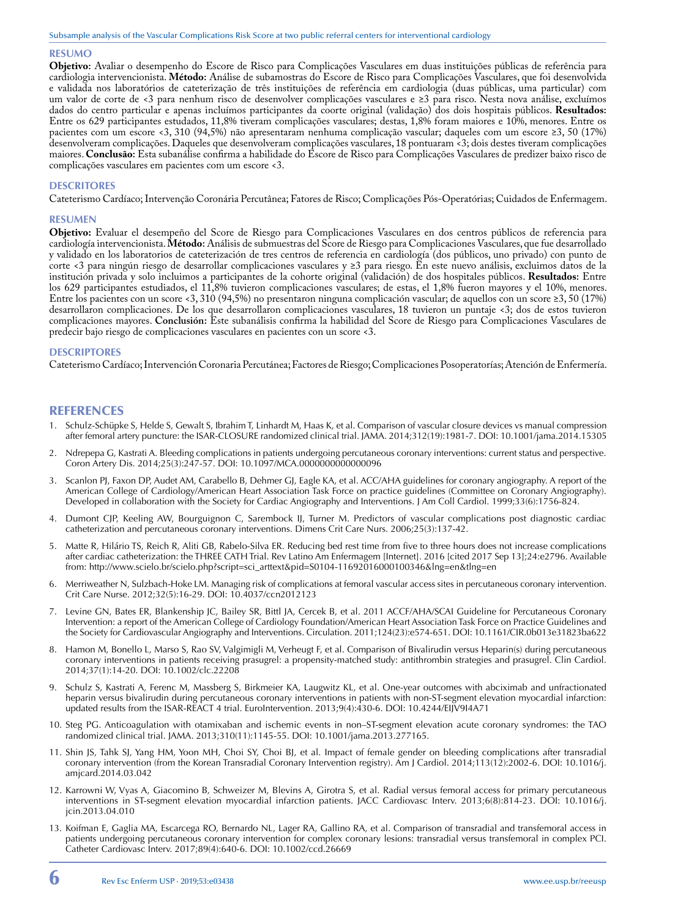## RESUMO

**Objetivo:** Avaliar o desempenho do Escore de Risco para Complicações Vasculares em duas instituições públicas de referência para cardiologia intervencionista. **Método:** Análise de subamostras do Escore de Risco para Complicações Vasculares, que foi desenvolvida e validada nos laboratórios de cateterização de três instituições de referência em cardiologia (duas públicas, uma particular) com um valor de corte de <3 para nenhum risco de desenvolver complicações vasculares e ≥3 para risco. Nesta nova análise, excluímos dados do centro particular e apenas incluímos participantes da coorte original (validação) dos dois hospitais públicos. **Resultados**: Entre os 629 participantes estudados, 11,8% tiveram complicações vasculares; destas, 1,8% foram maiores e 10%, menores. Entre os pacientes com um escore <3, 310 (94,5%) não apresentaram nenhuma complicação vascular; daqueles com um escore ≥3, 50 (17%) desenvolveram complicações. Daqueles que desenvolveram complicações vasculares, 18 pontuaram <3; dois destes tiveram complicações maiores. **Conclusão:** Esta subanálise confirma a habilidade do Escore de Risco para Complicações Vasculares de predizer baixo risco de complicações vasculares em pacientes com um escore <3.

## DESCRITORES

Cateterismo Cardíaco; Intervenção Coronária Percutânea; Fatores de Risco; Complicações Pós-Operatórias; Cuidados de Enfermagem.

## RESUMEN

**Objetivo:** Evaluar el desempeño del Score de Riesgo para Complicaciones Vasculares en dos centros públicos de referencia para cardiología intervencionista. **Método:** Análisis de submuestras del Score de Riesgo para Complicaciones Vasculares, que fue desarrollado y validado en los laboratorios de cateterización de tres centros de referencia en cardiología (dos públicos, uno privado) con punto de corte <3 para ningún riesgo de desarrollar complicaciones vasculares y ≥3 para riesgo. En este nuevo análisis, excluimos datos de la institución privada y solo incluimos a participantes de la cohorte original (validación) de dos hospitales públicos. **Resultados:** Entre los 629 participantes estudiados, el 11,8% tuvieron complicaciones vasculares; de estas, el 1,8% fueron mayores y el 10%, menores. Entre los pacientes con un score <3, 310 (94,5%) no presentaron ninguna complicación vascular; de aquellos con un score ≥3, 50 (17%) desarrollaron complicaciones. De los que desarrollaron complicaciones vasculares, 18 tuvieron un puntaje <3; dos de estos tuvieron complicaciones mayores. **Conclusión:** Este subanálisis confirma la habilidad del Score de Riesgo para Complicaciones Vasculares de predecir bajo riesgo de complicaciones vasculares en pacientes con un score <3.

## DESCRIPTORES

Cateterismo Cardíaco; Intervención Coronaria Percutánea; Factores de Riesgo; Complicaciones Posoperatorías; Atención de Enfermería.

# REFERENCES

1. Schulz-Schüpke S, Helde S, Gewalt S, Ibrahim T, Linhardt M, Haas K, et al. Comparison of vascular closure devices vs manual compression after femoral artery puncture: the ISAR-CLOSURE randomized clinical trial. JAMA. 2014;312(19):1981-7. DOI: 10.1001/jama.2014.15305
2. Ndrepepa G, Kastrati A. Bleeding complications in patients undergoing percutaneous coronary interventions: current status and perspective. Coron Artery Dis. 2014;25(3):247-57. DOI: 10.1097/MCA.0000000000000096
3. Scanlon PJ, Faxon DP, Audet AM, Carabello B, Dehmer GJ, Eagle KA, et al. ACC/AHA guidelines for coronary angiography. A report of the American College of Cardiology/American Heart Association Task Force on practice guidelines (Committee on Coronary Angiography). Developed in collaboration with the Society for Cardiac Angiography and Interventions. J Am Coll Cardiol. 1999;33(6):1756-824.
4. Dumont CJP, Keeling AW, Bourguignon C, Sarembock IJ, Turner M. Predictors of vascular complications post diagnostic cardiac catheterization and percutaneous coronary interventions. Dimens Crit Care Nurs. 2006;25(3):137-42.
5. Matte R, Hilário TS, Reich R, Aliti GB, Rabelo-Silva ER. Reducing bed rest time from five to three hours does not increase complications after cardiac catheterization: the THREE CATH Trial. Rev Latino Am Enfermagem [Internet]. 2016 [cited 2017 Sep 13];24:e2796. Available from: http://www.scielo.br/scielo.php?script=sci_arttext&pid=S0104-11692016000100346&lng=en&tlng=en
6. Merriweather N, Sulzbach-Hoke LM. Managing risk of complications at femoral vascular access sites in percutaneous coronary intervention. Crit Care Nurse. 2012;32(5):16-29. DOI: 10.4037/ccn2012123
7. Levine GN, Bates ER, Blankenship JC, Bailey SR, Bittl JA, Cercek B, et al. 2011 ACCF/AHA/SCAI Guideline for Percutaneous Coronary Intervention: a report of the American College of Cardiology Foundation/American Heart Association Task Force on Practice Guidelines and the Society for Cardiovascular Angiography and Interventions. Circulation. 2011;124(23):e574-651. DOI: 10.1161/CIR.0b013e31823ba622
8. Hamon M, Bonello L, Marso S, Rao SV, Valgimigli M, Verheugt F, et al. Comparison of Bivalirudin versus Heparin(s) during percutaneous coronary interventions in patients receiving prasugrel: a propensity-matched study: antithrombin strategies and prasugrel. Clin Cardiol. 2014;37(1):14-20. DOI: 10.1002/clc.22208
9. Schulz S, Kastrati A, Ferenc M, Massberg S, Birkmeier KA, Laugwitz KL, et al. One-year outcomes with abciximab and unfractionated heparin versus bivalirudin during percutaneous coronary interventions in patients with non-ST-segment elevation myocardial infarction: updated results from the ISAR-REACT 4 trial. EuroIntervention. 2013;9(4):430-6. DOI: 10.4244/EIJV9I4A71
10. Steg PG. Anticoagulation with otamixaban and ischemic events in non–ST-segment elevation acute coronary syndromes: the TAO randomized clinical trial. JAMA. 2013;310(11):1145-55. DOI: 10.1001/jama.2013.277165.
11. Shin JS, Tahk SJ, Yang HM, Yoon MH, Choi SY, Choi BJ, et al. Impact of female gender on bleeding complications after transradial coronary intervention (from the Korean Transradial Coronary Intervention registry). Am J Cardiol. 2014;113(12):2002-6. DOI: 10.1016/j.amjcard.2014.03.042
12. Karrowni W, Vyas A, Giacomino B, Schweizer M, Blevins A, Girotra S, et al. Radial versus femoral access for primary percutaneous interventions in ST-segment elevation myocardial infarction patients. JACC Cardiovasc Interv. 2013;6(8):814-23. DOI: 10.1016/j.jcin.2013.04.010
13. Koifman E, Gaglia MA, Escarcega RO, Bernardo NL, Lager RA, Gallino RA, et al. Comparison of transradial and transfemoral access in patients undergoing percutaneous coronary intervention for complex coronary lesions: transradial versus transfemoral in complex PCI. Catheter Cardiovasc Interv. 2017;89(4):640-6. DOI: 10.1002/ccd.26669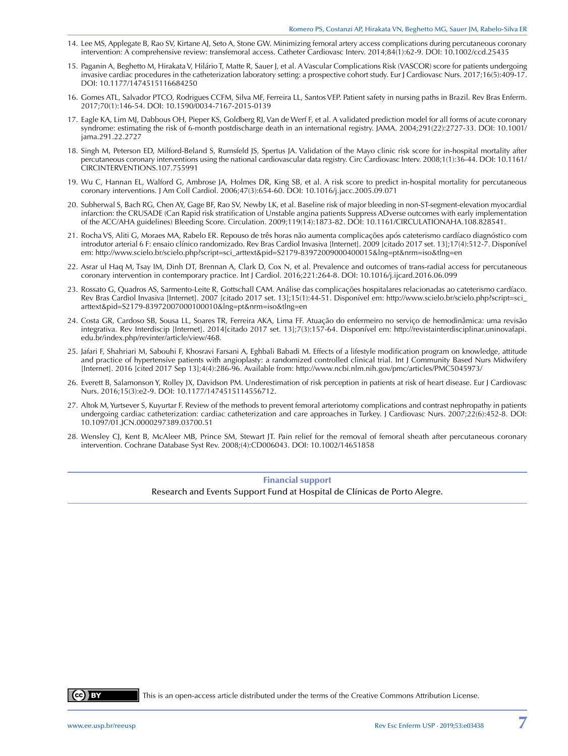14. Lee MS, Applegate B, Rao SV, Kirtane AJ, Seto A, Stone GW. Minimizing femoral artery access complications during percutaneous coronary intervention: A comprehensive review: transfemoral access. Catheter Cardiovasc Interv. 2014;84(1):62-9. DOI: 10.1002/ccd.25435

15. Paganin A, Beghetto M, Hirakata V, Hilário T, Matte R, Sauer J, et al. A Vascular Complications Risk (VASCOR) score for patients undergoing invasive cardiac procedures in the catheterization laboratory setting: a prospective cohort study. Eur J Cardiovasc Nurs. 2017;16(5):409-17. DOI: 10.1177/1474515116684250

16. Gomes ATL, Salvador PTCO, Rodrigues CCFM, Silva MF, Ferreira LL, Santos VEP. Patient safety in nursing paths in Brazil. Rev Bras Enferm. 2017;70(1):146-54. DOI: 10.1590/0034-7167-2015-0139

17. Eagle KA, Lim MJ, Dabbous OH, Pieper KS, Goldberg RJ, Van de Werf F, et al. A validated prediction model for all forms of acute coronary syndrome: estimating the risk of 6-month postdischarge death in an international registry. JAMA. 2004;291(22):2727-33. DOI: 10.1001/jama.291.22.2727

18. Singh M, Peterson ED, Milford-Beland S, Rumsfeld JS, Spertus JA. Validation of the Mayo clinic risk score for in-hospital mortality after percutaneous coronary interventions using the national cardiovascular data registry. Circ Cardiovasc Interv. 2008;1(1):36-44. DOI: 10.1161/CIRCINTERVENTIONS.107.755991

19. Wu C, Hannan EL, Walford G, Ambrose JA, Holmes DR, King SB, et al. A risk score to predict in-hospital mortality for percutaneous coronary interventions. J Am Coll Cardiol. 2006;47(3):654-60. DOI: 10.1016/j.jacc.2005.09.071

20. Subherwal S, Bach RG, Chen AY, Gage BF, Rao SV, Newby LK, et al. Baseline risk of major bleeding in non-ST-segment-elevation myocardial infarction: the CRUSADE (Can Rapid risk stratification of Unstable angina patients Suppress ADverse outcomes with early implementation of the ACC/AHA guidelines) Bleeding Score. Circulation. 2009;119(14):1873-82. DOI: 10.1161/CIRCULATIONAHA.108.828541.

21. Rocha VS, Aliti G, Moraes MA, Rabelo ER. Repouso de três horas não aumenta complicações após cateterismo cardíaco diagnóstico com introdutor arterial 6 F: ensaio clínico randomizado. Rev Bras Cardiol Invasiva [Internet]. 2009 [citado 2017 set. 13];17(4):512-7. Disponível em: http://www.scielo.br/scielo.php?script=sci_arttext&pid=S2179-83972009000400015&lng=pt&nrm=iso&tlng=en

22. Asrar ul Haq M, Tsay IM, Dinh DT, Brennan A, Clark D, Cox N, et al. Prevalence and outcomes of trans-radial access for percutaneous coronary intervention in contemporary practice. Int J Cardiol. 2016;221:264-8. DOI: 10.1016/j.ijcard.2016.06.099

23. Rossato G, Quadros AS, Sarmento-Leite R, Gottschall CAM. Análise das complicações hospitalares relacionadas ao cateterismo cardíaco. Rev Bras Cardiol Invasiva [Internet]. 2007 [citado 2017 set. 13];15(1):44-51. Disponível em: http://www.scielo.br/scielo.php?script=sci_arttext&pid=S2179-83972007000100010&lng=pt&nrm=iso&tlng=en

24. Costa GR, Cardoso SB, Sousa LL, Soares TR, Ferreira AKA, Lima FF. Atuação do enfermeiro no serviço de hemodinâmica: uma revisão integrativa. Rev Interdiscip [Internet]. 2014[citado 2017 set. 13];7(3):157-64. Disponível em: http://revistainterdisciplinar.uninovafapi.edu.br/index.php/revinter/article/view/468.

25. Jafari F, Shahriari M, Sabouhi F, Khosravi Farsani A, Eghbali Babadi M. Effects of a lifestyle modification program on knowledge, attitude and practice of hypertensive patients with angioplasty: a randomized controlled clinical trial. Int J Community Based Nurs Midwifery [Internet]. 2016 [cited 2017 Sep 13];4(4):286-96. Available from: http://www.ncbi.nlm.nih.gov/pmc/articles/PMC5045973/

26. Everett B, Salamonson Y, Rolley JX, Davidson PM. Underestimation of risk perception in patients at risk of heart disease. Eur J Cardiovasc Nurs. 2016;15(3):e2-9. DOI: 10.1177/1474515114556712.

27. Altok M, Yurtsever S, Kuyurtar F. Review of the methods to prevent femoral arteriotomy complications and contrast nephropathy in patients undergoing cardiac catheterization: cardiac catheterization and care approaches in Turkey. J Cardiovasc Nurs. 2007;22(6):452-8. DOI: 10.1097/01.JCN.0000297389.03700.51

28. Wensley CJ, Kent B, McAleer MB, Prince SM, Stewart JT. Pain relief for the removal of femoral sheath after percutaneous coronary intervention. Cochrane Database Syst Rev. 2008;(4):CD006043. DOI: 10.1002/14651858

**Financial support**

Research and Events Support Fund at Hospital de Clínicas de Porto Alegre.

This is an open-access article distributed under the terms of the Creative Commons Attribution License.